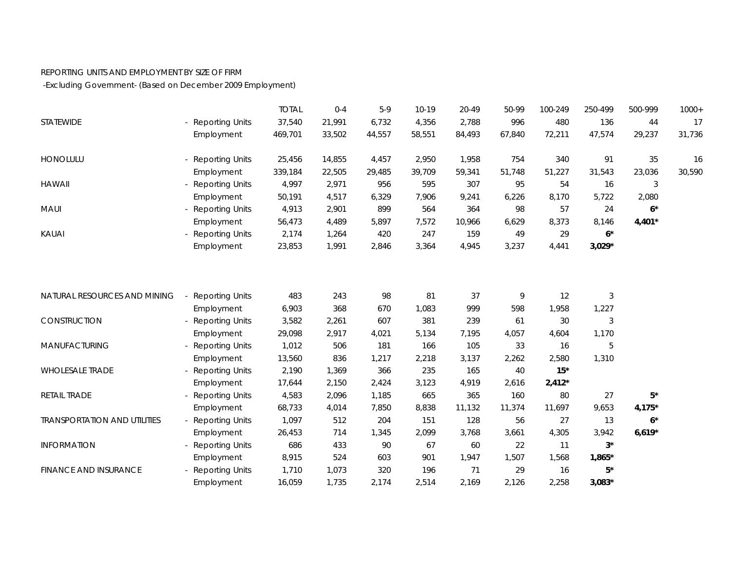REPORTING UNITS AND EMPLOYMENT BY SIZE OF FIRM

-Excluding Government- (Based on December 2009 Employment)

| | | TOTAL | 0-4 | 5-9 | 10-19 | 20-49 | 50-99 | 100-249 | 250-499 | 500-999 | 1000+ |
|---|---|---|---|---|---|---|---|---|---|---|---|
| STATEWIDE | - Reporting Units | 37,540 | 21,991 | 6,732 | 4,356 | 2,788 | 996 | 480 | 136 | 44 | 17 |
| | Employment | 469,701 | 33,502 | 44,557 | 58,551 | 84,493 | 67,840 | 72,211 | 47,574 | 29,237 | 31,736 |
| HONOLULU | - Reporting Units | 25,456 | 14,855 | 4,457 | 2,950 | 1,958 | 754 | 340 | 91 | 35 | 16 |
| | Employment | 339,184 | 22,505 | 29,485 | 39,709 | 59,341 | 51,748 | 51,227 | 31,543 | 23,036 | 30,590 |
| HAWAII | - Reporting Units | 4,997 | 2,971 | 956 | 595 | 307 | 95 | 54 | 16 | 3 | |
| | Employment | 50,191 | 4,517 | 6,329 | 7,906 | 9,241 | 6,226 | 8,170 | 5,722 | 2,080 | |
| MAUI | - Reporting Units | 4,913 | 2,901 | 899 | 564 | 364 | 98 | 57 | 24 | **6*** | |
| | Employment | 56,473 | 4,489 | 5,897 | 7,572 | 10,966 | 6,629 | 8,373 | 8,146 | **4,401*** | |
| KAUAI | - Reporting Units | 2,174 | 1,264 | 420 | 247 | 159 | 49 | 29 | **6*** | | |
| | Employment | 23,853 | 1,991 | 2,846 | 3,364 | 4,945 | 3,237 | 4,441 | **3,029*** | | |
| | | | | | | | | | | | |
| NATURAL RESOURCES AND MINING | - Reporting Units | 483 | 243 | 98 | 81 | 37 | 9 | 12 | 3 | | |
| | Employment | 6,903 | 368 | 670 | 1,083 | 999 | 598 | 1,958 | 1,227 | | |
| CONSTRUCTION | - Reporting Units | 3,582 | 2,261 | 607 | 381 | 239 | 61 | 30 | 3 | | |
| | Employment | 29,098 | 2,917 | 4,021 | 5,134 | 7,195 | 4,057 | 4,604 | 1,170 | | |
| MANUFACTURING | - Reporting Units | 1,012 | 506 | 181 | 166 | 105 | 33 | 16 | 5 | | |
| | Employment | 13,560 | 836 | 1,217 | 2,218 | 3,137 | 2,262 | 2,580 | 1,310 | | |
| WHOLESALE TRADE | - Reporting Units | 2,190 | 1,369 | 366 | 235 | 165 | 40 | **15*** | | | |
| | Employment | 17,644 | 2,150 | 2,424 | 3,123 | 4,919 | 2,616 | **2,412*** | | | |
| RETAIL TRADE | - Reporting Units | 4,583 | 2,096 | 1,185 | 665 | 365 | 160 | 80 | 27 | **5*** | |
| | Employment | 68,733 | 4,014 | 7,850 | 8,838 | 11,132 | 11,374 | 11,697 | 9,653 | **4,175*** | |
| TRANSPORTATION AND UTILITIES | - Reporting Units | 1,097 | 512 | 204 | 151 | 128 | 56 | 27 | 13 | **6*** | |
| | Employment | 26,453 | 714 | 1,345 | 2,099 | 3,768 | 3,661 | 4,305 | 3,942 | **6,619*** | |
| INFORMATION | - Reporting Units | 686 | 433 | 90 | 67 | 60 | 22 | 11 | **3*** | | |
| | Employment | 8,915 | 524 | 603 | 901 | 1,947 | 1,507 | 1,568 | **1,865*** | | |
| FINANCE AND INSURANCE | - Reporting Units | 1,710 | 1,073 | 320 | 196 | 71 | 29 | 16 | **5*** | | |
| | Employment | 16,059 | 1,735 | 2,174 | 2,514 | 2,169 | 2,126 | 2,258 | **3,083*** | | |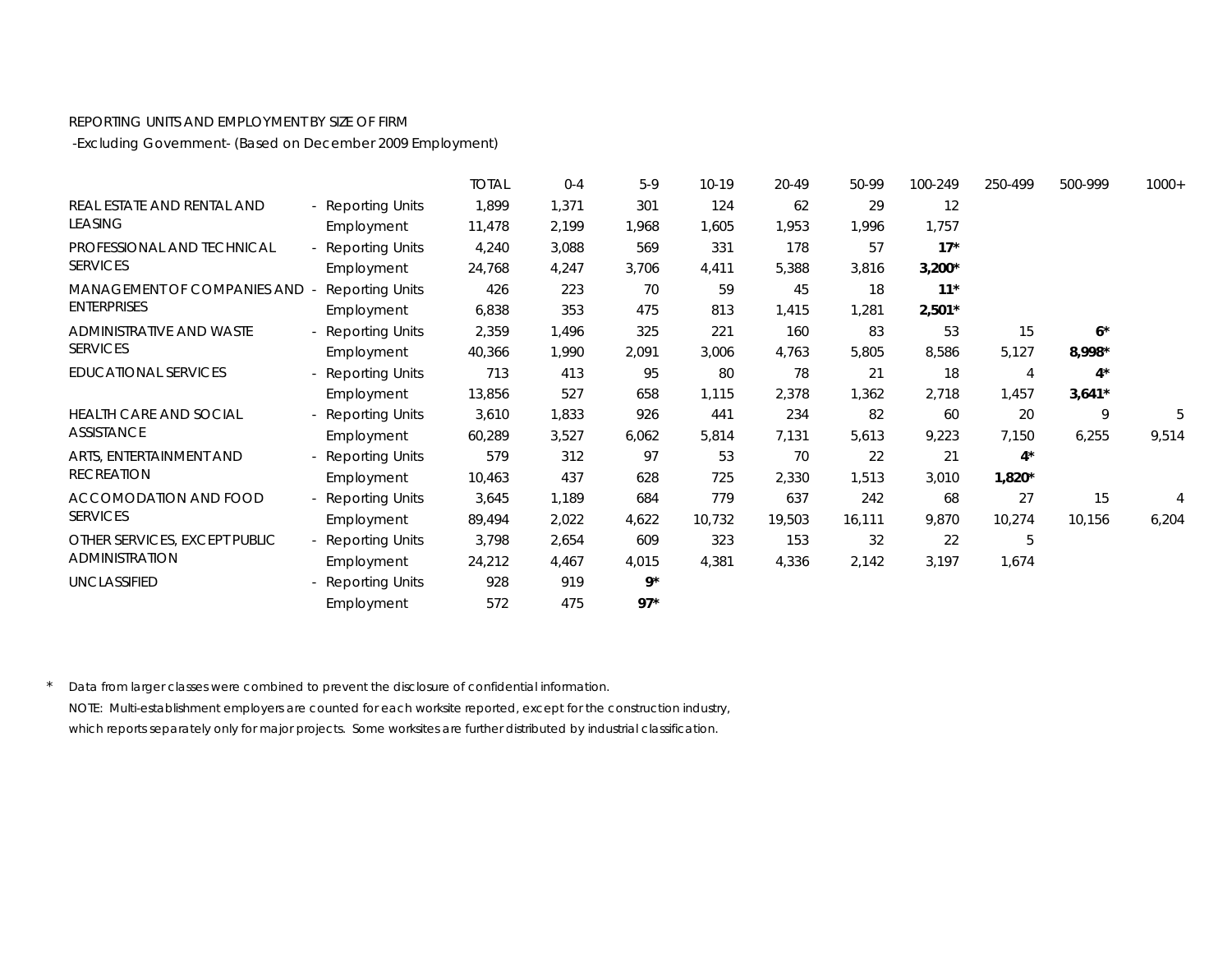REPORTING UNITS AND EMPLOYMENT BY SIZE OF FIRM

-Excluding Government- (Based on December 2009 Employment)

| | | TOTAL | 0-4 | 5-9 | 10-19 | 20-49 | 50-99 | 100-249 | 250-499 | 500-999 | 1000+ |
|---|---|---|---|---|---|---|---|---|---|---|---|
| REAL ESTATE AND RENTAL AND LEASING | - Reporting Units | 1,899 | 1,371 | 301 | 124 | 62 | 29 | 12 | | | |
| | Employment | 11,478 | 2,199 | 1,968 | 1,605 | 1,953 | 1,996 | 1,757 | | | |
| PROFESSIONAL AND TECHNICAL SERVICES | - Reporting Units | 4,240 | 3,088 | 569 | 331 | 178 | 57 | **17*** | | | |
| | Employment | 24,768 | 4,247 | 3,706 | 4,411 | 5,388 | 3,816 | **3,200*** | | | |
| MANAGEMENT OF COMPANIES AND ENTERPRISES | - Reporting Units | 426 | 223 | 70 | 59 | 45 | 18 | **11*** | | | |
| | Employment | 6,838 | 353 | 475 | 813 | 1,415 | 1,281 | **2,501*** | | | |
| ADMINISTRATIVE AND WASTE SERVICES | - Reporting Units | 2,359 | 1,496 | 325 | 221 | 160 | 83 | 53 | 15 | **6*** | |
| | Employment | 40,366 | 1,990 | 2,091 | 3,006 | 4,763 | 5,805 | 8,586 | 5,127 | **8,998*** | |
| EDUCATIONAL SERVICES | - Reporting Units | 713 | 413 | 95 | 80 | 78 | 21 | 18 | 4 | **4*** | |
| | Employment | 13,856 | 527 | 658 | 1,115 | 2,378 | 1,362 | 2,718 | 1,457 | **3,641*** | |
| HEALTH CARE AND SOCIAL ASSISTANCE | - Reporting Units | 3,610 | 1,833 | 926 | 441 | 234 | 82 | 60 | 20 | 9 | 5 |
| | Employment | 60,289 | 3,527 | 6,062 | 5,814 | 7,131 | 5,613 | 9,223 | 7,150 | 6,255 | 9,514 |
| ARTS, ENTERTAINMENT AND RECREATION | - Reporting Units | 579 | 312 | 97 | 53 | 70 | 22 | 21 | **4*** | | |
| | Employment | 10,463 | 437 | 628 | 725 | 2,330 | 1,513 | 3,010 | **1,820*** | | |
| ACCOMODATION AND FOOD SERVICES | - Reporting Units | 3,645 | 1,189 | 684 | 779 | 637 | 242 | 68 | 27 | 15 | 4 |
| | Employment | 89,494 | 2,022 | 4,622 | 10,732 | 19,503 | 16,111 | 9,870 | 10,274 | 10,156 | 6,204 |
| OTHER SERVICES, EXCEPT PUBLIC ADMINISTRATION | - Reporting Units | 3,798 | 2,654 | 609 | 323 | 153 | 32 | 22 | 5 | | |
| | Employment | 24,212 | 4,467 | 4,015 | 4,381 | 4,336 | 2,142 | 3,197 | 1,674 | | |
| UNCLASSIFIED | - Reporting Units | 928 | 919 | **9*** | | | | | | | |
| | Employment | 572 | 475 | **97*** | | | | | | | |

\* Data from larger classes were combined to prevent the disclosure of confidential information.

NOTE: Multi-establishment employers are counted for each worksite reported, except for the construction industry, which reports separately only for major projects. Some worksites are further distributed by industrial classification.